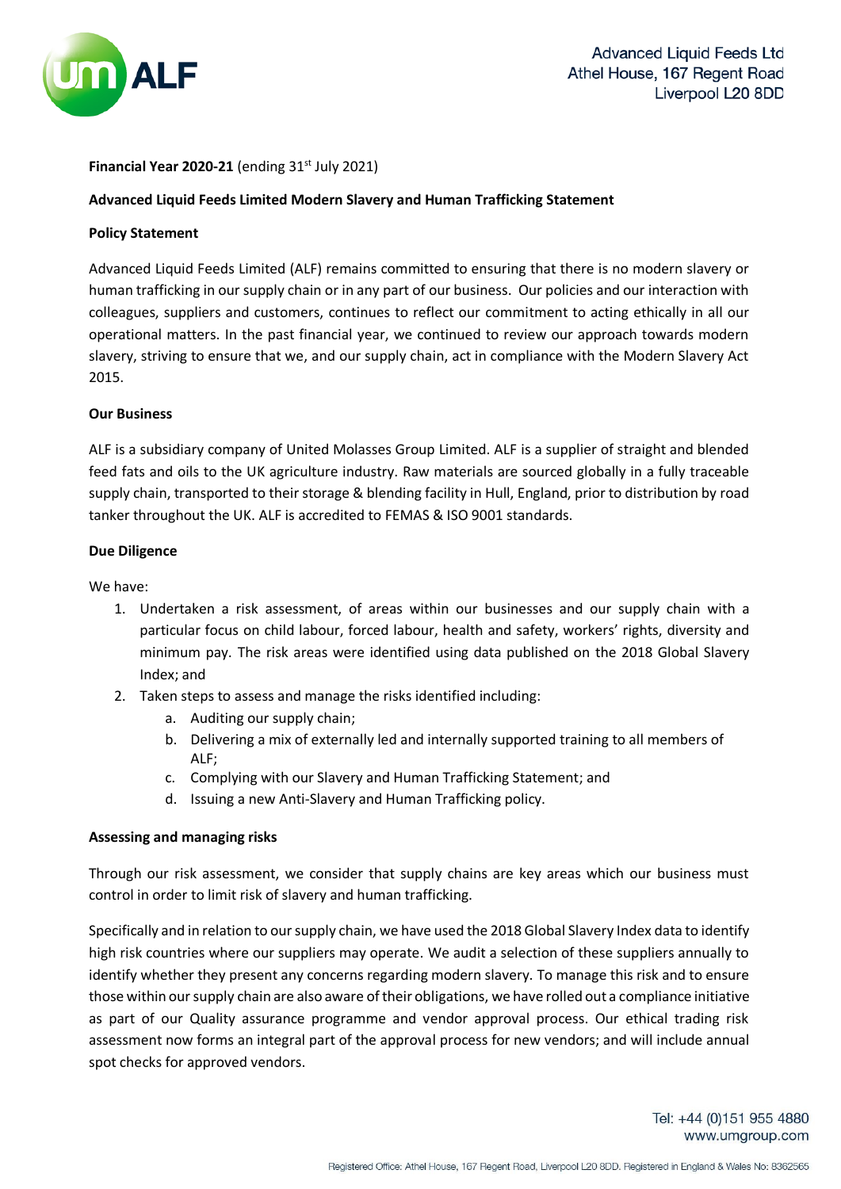Advanced Liquid Feeds Ltd
Athel House, 167 Regent Road
Liverpool L20 8DD

**Financial Year 2020-21** (ending 31st July 2021)

**Advanced Liquid Feeds Limited Modern Slavery and Human Trafficking Statement**

**Policy Statement**

Advanced Liquid Feeds Limited (ALF) remains committed to ensuring that there is no modern slavery or human trafficking in our supply chain or in any part of our business. Our policies and our interaction with colleagues, suppliers and customers, continues to reflect our commitment to acting ethically in all our operational matters. In the past financial year, we continued to review our approach towards modern slavery, striving to ensure that we, and our supply chain, act in compliance with the Modern Slavery Act 2015.

**Our Business**

ALF is a subsidiary company of United Molasses Group Limited. ALF is a supplier of straight and blended feed fats and oils to the UK agriculture industry. Raw materials are sourced globally in a fully traceable supply chain, transported to their storage & blending facility in Hull, England, prior to distribution by road tanker throughout the UK. ALF is accredited to FEMAS & ISO 9001 standards.

**Due Diligence**

We have:

1. Undertaken a risk assessment, of areas within our businesses and our supply chain with a particular focus on child labour, forced labour, health and safety, workers' rights, diversity and minimum pay. The risk areas were identified using data published on the 2018 Global Slavery Index; and
2. Taken steps to assess and manage the risks identified including:
   a. Auditing our supply chain;
   b. Delivering a mix of externally led and internally supported training to all members of ALF;
   c. Complying with our Slavery and Human Trafficking Statement; and
   d. Issuing a new Anti-Slavery and Human Trafficking policy.

**Assessing and managing risks**

Through our risk assessment, we consider that supply chains are key areas which our business must control in order to limit risk of slavery and human trafficking.

Specifically and in relation to our supply chain, we have used the 2018 Global Slavery Index data to identify high risk countries where our suppliers may operate. We audit a selection of these suppliers annually to identify whether they present any concerns regarding modern slavery. To manage this risk and to ensure those within our supply chain are also aware of their obligations, we have rolled out a compliance initiative as part of our Quality assurance programme and vendor approval process. Our ethical trading risk assessment now forms an integral part of the approval process for new vendors; and will include annual spot checks for approved vendors.

Tel: +44 (0)151 955 4880
www.umgroup.com

Registered Office: Athel House, 167 Regent Road, Liverpool L20 8DD. Registered in England & Wales No: 8362565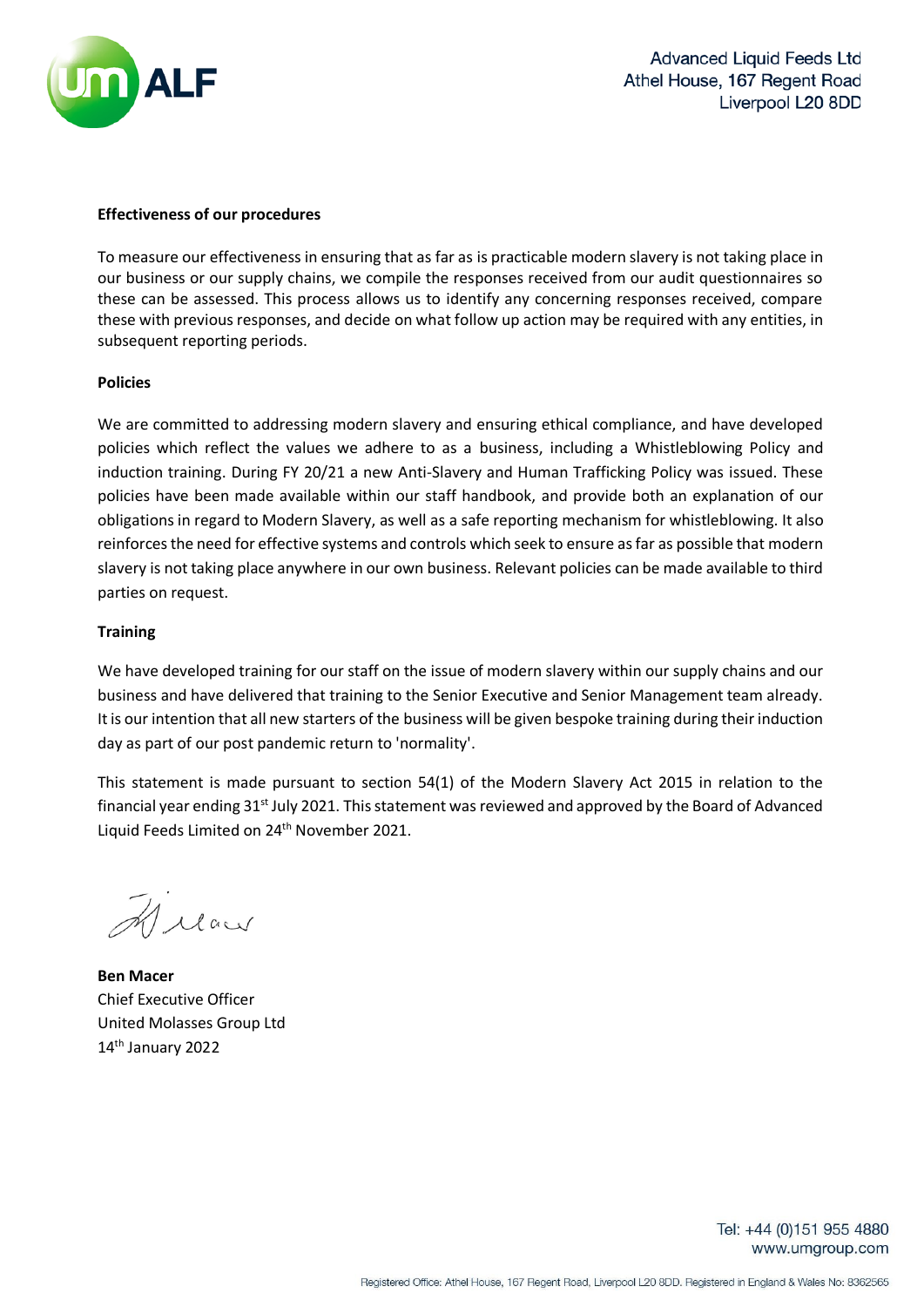**Effectiveness of our procedures**

To measure our effectiveness in ensuring that as far as is practicable modern slavery is not taking place in our business or our supply chains, we compile the responses received from our audit questionnaires so these can be assessed. This process allows us to identify any concerning responses received, compare these with previous responses, and decide on what follow up action may be required with any entities, in subsequent reporting periods.

**Policies**

We are committed to addressing modern slavery and ensuring ethical compliance, and have developed policies which reflect the values we adhere to as a business, including a Whistleblowing Policy and induction training. During FY 20/21 a new Anti-Slavery and Human Trafficking Policy was issued. These policies have been made available within our staff handbook, and provide both an explanation of our obligations in regard to Modern Slavery, as well as a safe reporting mechanism for whistleblowing. It also reinforces the need for effective systems and controls which seek to ensure as far as possible that modern slavery is not taking place anywhere in our own business. Relevant policies can be made available to third parties on request.

**Training**

We have developed training for our staff on the issue of modern slavery within our supply chains and our business and have delivered that training to the Senior Executive and Senior Management team already. It is our intention that all new starters of the business will be given bespoke training during their induction day as part of our post pandemic return to 'normality'.

This statement is made pursuant to section 54(1) of the Modern Slavery Act 2015 in relation to the financial year ending 31st July 2021. This statement was reviewed and approved by the Board of Advanced Liquid Feeds Limited on 24th November 2021.

**Ben Macer**
Chief Executive Officer
United Molasses Group Ltd
14th January 2022